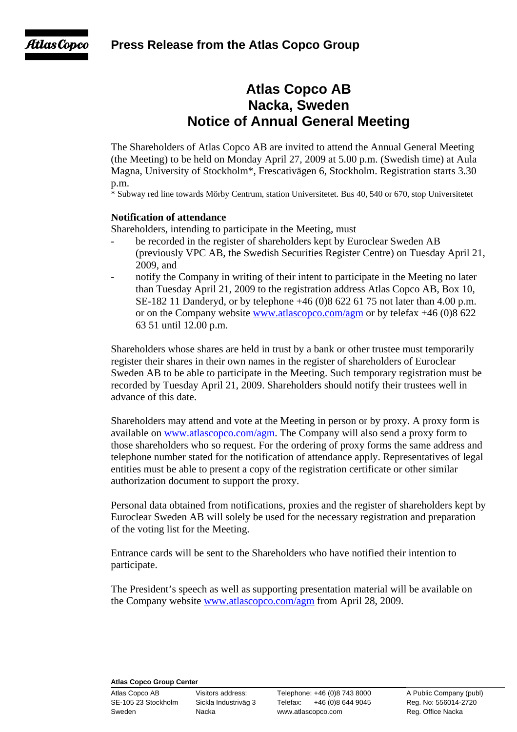# Press Release from the Atlas Copco Group

## Atlas Copco AB
## Nacka, Sweden
## Notice of Annual General Meeting

The Shareholders of Atlas Copco AB are invited to attend the Annual General Meeting (the Meeting) to be held on Monday April 27, 2009 at 5.00 p.m. (Swedish time) at Aula Magna, University of Stockholm*, Frescativägen 6, Stockholm. Registration starts 3.30 p.m.

\* Subway red line towards Mörby Centrum, station Universitetet. Bus 40, 540 or 670, stop Universitetet

**Notification of attendance**

Shareholders, intending to participate in the Meeting, must

- be recorded in the register of shareholders kept by Euroclear Sweden AB (previously VPC AB, the Swedish Securities Register Centre) on Tuesday April 21, 2009, and
- notify the Company in writing of their intent to participate in the Meeting no later than Tuesday April 21, 2009 to the registration address Atlas Copco AB, Box 10, SE-182 11 Danderyd, or by telephone +46 (0)8 622 61 75 not later than 4.00 p.m. or on the Company website www.atlascopco.com/agm or by telefax +46 (0)8 622 63 51 until 12.00 p.m.

Shareholders whose shares are held in trust by a bank or other trustee must temporarily register their shares in their own names in the register of shareholders of Euroclear Sweden AB to be able to participate in the Meeting. Such temporary registration must be recorded by Tuesday April 21, 2009. Shareholders should notify their trustees well in advance of this date.

Shareholders may attend and vote at the Meeting in person or by proxy. A proxy form is available on www.atlascopco.com/agm. The Company will also send a proxy form to those shareholders who so request. For the ordering of proxy forms the same address and telephone number stated for the notification of attendance apply. Representatives of legal entities must be able to present a copy of the registration certificate or other similar authorization document to support the proxy.

Personal data obtained from notifications, proxies and the register of shareholders kept by Euroclear Sweden AB will solely be used for the necessary registration and preparation of the voting list for the Meeting.

Entrance cards will be sent to the Shareholders who have notified their intention to participate.

The President's speech as well as supporting presentation material will be available on the Company website www.atlascopco.com/agm from April 28, 2009.

**Atlas Copco Group Center**

| | | | |
|---|---|---|---|
| Atlas Copco AB | Visitors address: | Telephone: +46 (0)8 743 8000 | A Public Company (publ) |
| SE-105 23 Stockholm | Sickla Industriväg 3 | Telefax: +46 (0)8 644 9045 | Reg. No: 556014-2720 |
| Sweden | Nacka | www.atlascopco.com | Reg. Office Nacka |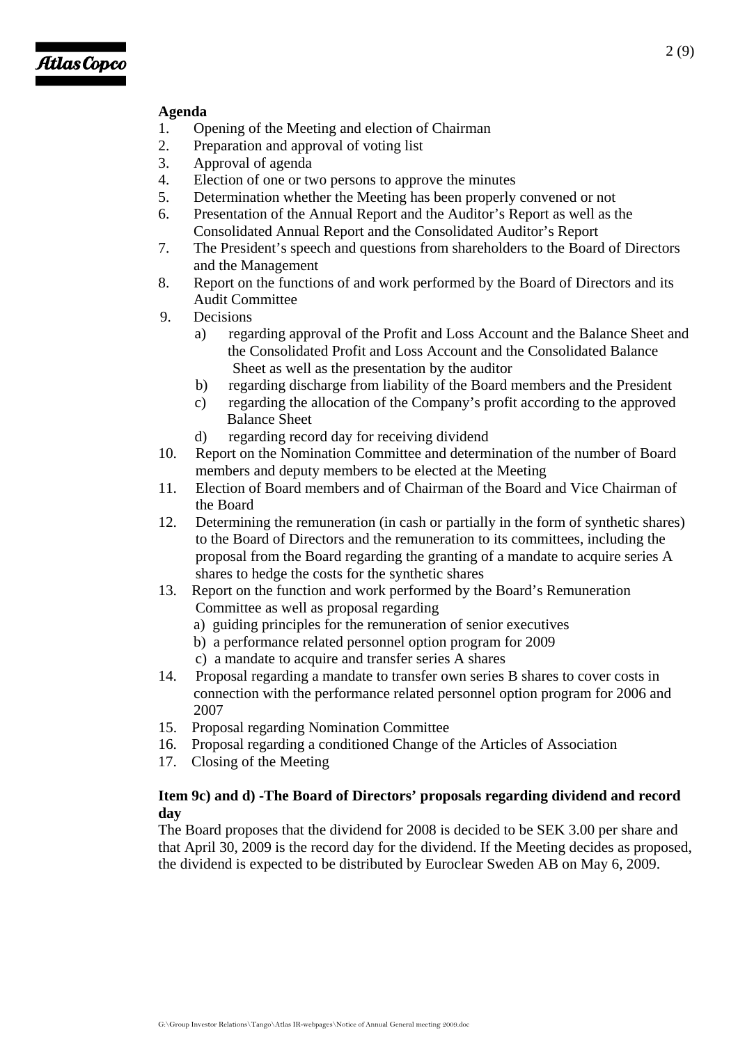**Agenda**

1. Opening of the Meeting and election of Chairman
2. Preparation and approval of voting list
3. Approval of agenda
4. Election of one or two persons to approve the minutes
5. Determination whether the Meeting has been properly convened or not
6. Presentation of the Annual Report and the Auditor's Report as well as the Consolidated Annual Report and the Consolidated Auditor's Report
7. The President's speech and questions from shareholders to the Board of Directors and the Management
8. Report on the functions of and work performed by the Board of Directors and its Audit Committee
9. Decisions
   a) regarding approval of the Profit and Loss Account and the Balance Sheet and the Consolidated Profit and Loss Account and the Consolidated Balance Sheet as well as the presentation by the auditor
   b) regarding discharge from liability of the Board members and the President
   c) regarding the allocation of the Company's profit according to the approved Balance Sheet
   d) regarding record day for receiving dividend
10. Report on the Nomination Committee and determination of the number of Board members and deputy members to be elected at the Meeting
11. Election of Board members and of Chairman of the Board and Vice Chairman of the Board
12. Determining the remuneration (in cash or partially in the form of synthetic shares) to the Board of Directors and the remuneration to its committees, including the proposal from the Board regarding the granting of a mandate to acquire series A shares to hedge the costs for the synthetic shares
13. Report on the function and work performed by the Board's Remuneration Committee as well as proposal regarding
    a) guiding principles for the remuneration of senior executives
    b) a performance related personnel option program for 2009
    c) a mandate to acquire and transfer series A shares
14. Proposal regarding a mandate to transfer own series B shares to cover costs in connection with the performance related personnel option program for 2006 and 2007
15. Proposal regarding Nomination Committee
16. Proposal regarding a conditioned Change of the Articles of Association
17. Closing of the Meeting

**Item 9c) and d) -The Board of Directors' proposals regarding dividend and record day**

The Board proposes that the dividend for 2008 is decided to be SEK 3.00 per share and that April 30, 2009 is the record day for the dividend. If the Meeting decides as proposed, the dividend is expected to be distributed by Euroclear Sweden AB on May 6, 2009.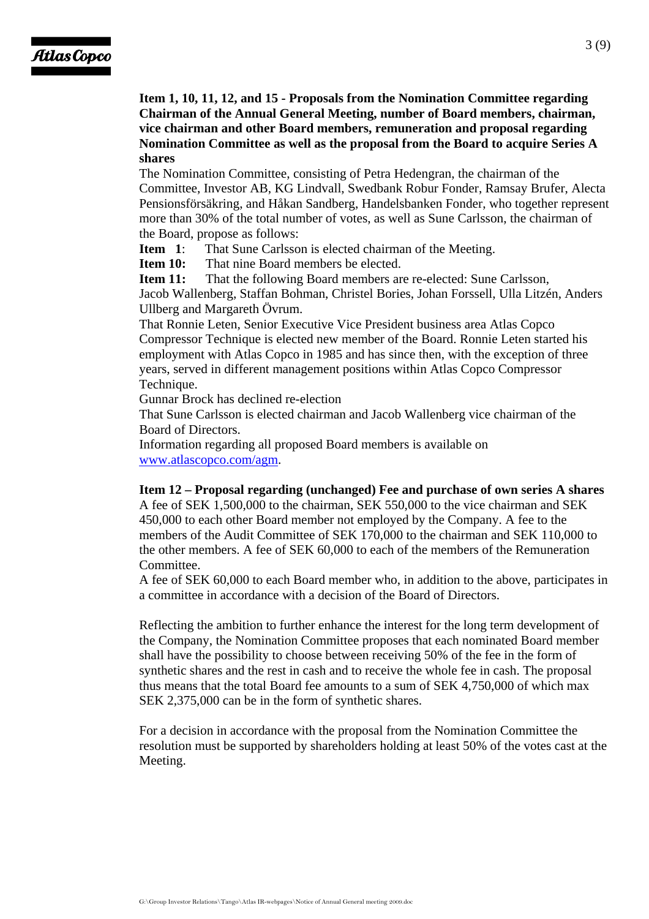**Item 1, 10, 11, 12, and 15 - Proposals from the Nomination Committee regarding Chairman of the Annual General Meeting, number of Board members, chairman, vice chairman and other Board members, remuneration and proposal regarding Nomination Committee as well as the proposal from the Board to acquire Series A shares**

The Nomination Committee, consisting of Petra Hedengran, the chairman of the Committee, Investor AB, KG Lindvall, Swedbank Robur Fonder, Ramsay Brufer, Alecta Pensionsförsäkring, and Håkan Sandberg, Handelsbanken Fonder, who together represent more than 30% of the total number of votes, as well as Sune Carlsson, the chairman of the Board, propose as follows:

**Item 1**: That Sune Carlsson is elected chairman of the Meeting.

**Item 10:** That nine Board members be elected.

**Item 11:** That the following Board members are re-elected: Sune Carlsson, Jacob Wallenberg, Staffan Bohman, Christel Bories, Johan Forssell, Ulla Litzén, Anders Ullberg and Margareth Övrum.

That Ronnie Leten, Senior Executive Vice President business area Atlas Copco Compressor Technique is elected new member of the Board. Ronnie Leten started his employment with Atlas Copco in 1985 and has since then, with the exception of three years, served in different management positions within Atlas Copco Compressor Technique.

Gunnar Brock has declined re-election

That Sune Carlsson is elected chairman and Jacob Wallenberg vice chairman of the Board of Directors.

Information regarding all proposed Board members is available on www.atlascopco.com/agm.

**Item 12 – Proposal regarding (unchanged) Fee and purchase of own series A shares**

A fee of SEK 1,500,000 to the chairman, SEK 550,000 to the vice chairman and SEK 450,000 to each other Board member not employed by the Company. A fee to the members of the Audit Committee of SEK 170,000 to the chairman and SEK 110,000 to the other members. A fee of SEK 60,000 to each of the members of the Remuneration Committee.

A fee of SEK 60,000 to each Board member who, in addition to the above, participates in a committee in accordance with a decision of the Board of Directors.

Reflecting the ambition to further enhance the interest for the long term development of the Company, the Nomination Committee proposes that each nominated Board member shall have the possibility to choose between receiving 50% of the fee in the form of synthetic shares and the rest in cash and to receive the whole fee in cash. The proposal thus means that the total Board fee amounts to a sum of SEK 4,750,000 of which max SEK 2,375,000 can be in the form of synthetic shares.

For a decision in accordance with the proposal from the Nomination Committee the resolution must be supported by shareholders holding at least 50% of the votes cast at the Meeting.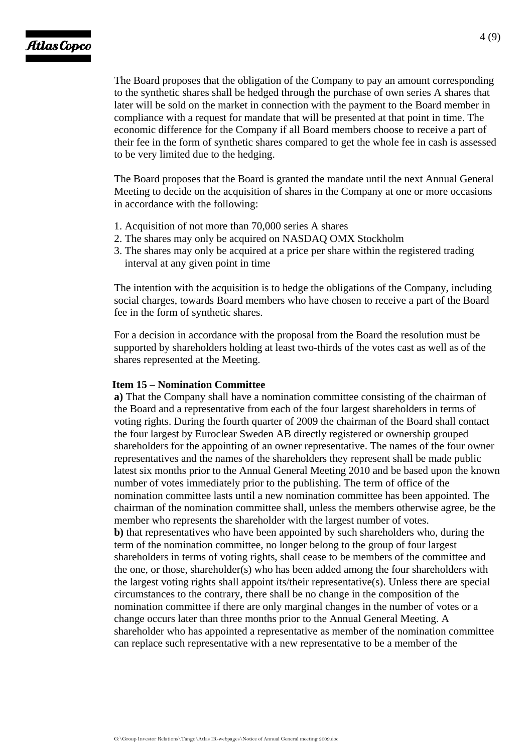The Board proposes that the obligation of the Company to pay an amount corresponding to the synthetic shares shall be hedged through the purchase of own series A shares that later will be sold on the market in connection with the payment to the Board member in compliance with a request for mandate that will be presented at that point in time. The economic difference for the Company if all Board members choose to receive a part of their fee in the form of synthetic shares compared to get the whole fee in cash is assessed to be very limited due to the hedging.

The Board proposes that the Board is granted the mandate until the next Annual General Meeting to decide on the acquisition of shares in the Company at one or more occasions in accordance with the following:

1. Acquisition of not more than 70,000 series A shares
2. The shares may only be acquired on NASDAQ OMX Stockholm
3. The shares may only be acquired at a price per share within the registered trading interval at any given point in time

The intention with the acquisition is to hedge the obligations of the Company, including social charges, towards Board members who have chosen to receive a part of the Board fee in the form of synthetic shares.

For a decision in accordance with the proposal from the Board the resolution must be supported by shareholders holding at least two-thirds of the votes cast as well as of the shares represented at the Meeting.

**Item 15 – Nomination Committee**

**a)** That the Company shall have a nomination committee consisting of the chairman of the Board and a representative from each of the four largest shareholders in terms of voting rights. During the fourth quarter of 2009 the chairman of the Board shall contact the four largest by Euroclear Sweden AB directly registered or ownership grouped shareholders for the appointing of an owner representative. The names of the four owner representatives and the names of the shareholders they represent shall be made public latest six months prior to the Annual General Meeting 2010 and be based upon the known number of votes immediately prior to the publishing. The term of office of the nomination committee lasts until a new nomination committee has been appointed. The chairman of the nomination committee shall, unless the members otherwise agree, be the member who represents the shareholder with the largest number of votes.

**b)** that representatives who have been appointed by such shareholders who, during the term of the nomination committee, no longer belong to the group of four largest shareholders in terms of voting rights, shall cease to be members of the committee and the one, or those, shareholder(s) who has been added among the four shareholders with the largest voting rights shall appoint its/their representative(s). Unless there are special circumstances to the contrary, there shall be no change in the composition of the nomination committee if there are only marginal changes in the number of votes or a change occurs later than three months prior to the Annual General Meeting. A shareholder who has appointed a representative as member of the nomination committee can replace such representative with a new representative to be a member of the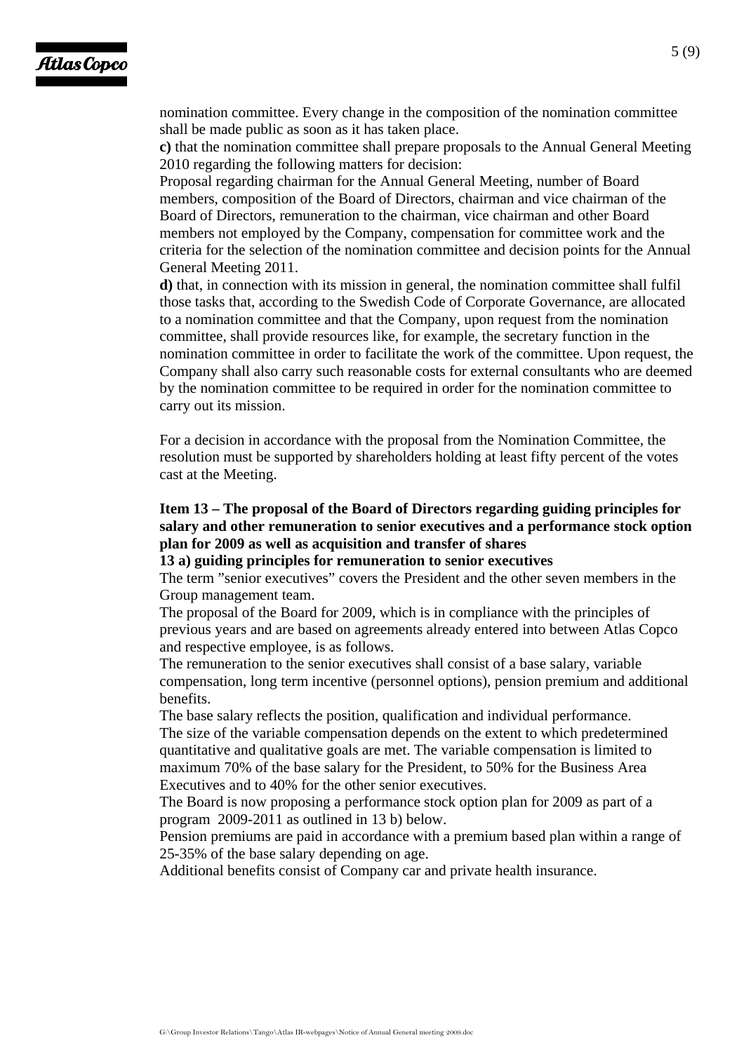nomination committee. Every change in the composition of the nomination committee shall be made public as soon as it has taken place.

**c)** that the nomination committee shall prepare proposals to the Annual General Meeting 2010 regarding the following matters for decision:

Proposal regarding chairman for the Annual General Meeting, number of Board members, composition of the Board of Directors, chairman and vice chairman of the Board of Directors, remuneration to the chairman, vice chairman and other Board members not employed by the Company, compensation for committee work and the criteria for the selection of the nomination committee and decision points for the Annual General Meeting 2011.

**d)** that, in connection with its mission in general, the nomination committee shall fulfil those tasks that, according to the Swedish Code of Corporate Governance, are allocated to a nomination committee and that the Company, upon request from the nomination committee, shall provide resources like, for example, the secretary function in the nomination committee in order to facilitate the work of the committee. Upon request, the Company shall also carry such reasonable costs for external consultants who are deemed by the nomination committee to be required in order for the nomination committee to carry out its mission.

For a decision in accordance with the proposal from the Nomination Committee, the resolution must be supported by shareholders holding at least fifty percent of the votes cast at the Meeting.

**Item 13 – The proposal of the Board of Directors regarding guiding principles for salary and other remuneration to senior executives and a performance stock option plan for 2009 as well as acquisition and transfer of shares**

**13 a) guiding principles for remuneration to senior executives**

The term "senior executives" covers the President and the other seven members in the Group management team.

The proposal of the Board for 2009, which is in compliance with the principles of previous years and are based on agreements already entered into between Atlas Copco and respective employee, is as follows.

The remuneration to the senior executives shall consist of a base salary, variable compensation, long term incentive (personnel options), pension premium and additional benefits.

The base salary reflects the position, qualification and individual performance.

The size of the variable compensation depends on the extent to which predetermined quantitative and qualitative goals are met. The variable compensation is limited to maximum 70% of the base salary for the President, to 50% for the Business Area Executives and to 40% for the other senior executives.

The Board is now proposing a performance stock option plan for 2009 as part of a program 2009-2011 as outlined in 13 b) below.

Pension premiums are paid in accordance with a premium based plan within a range of 25-35% of the base salary depending on age.

Additional benefits consist of Company car and private health insurance.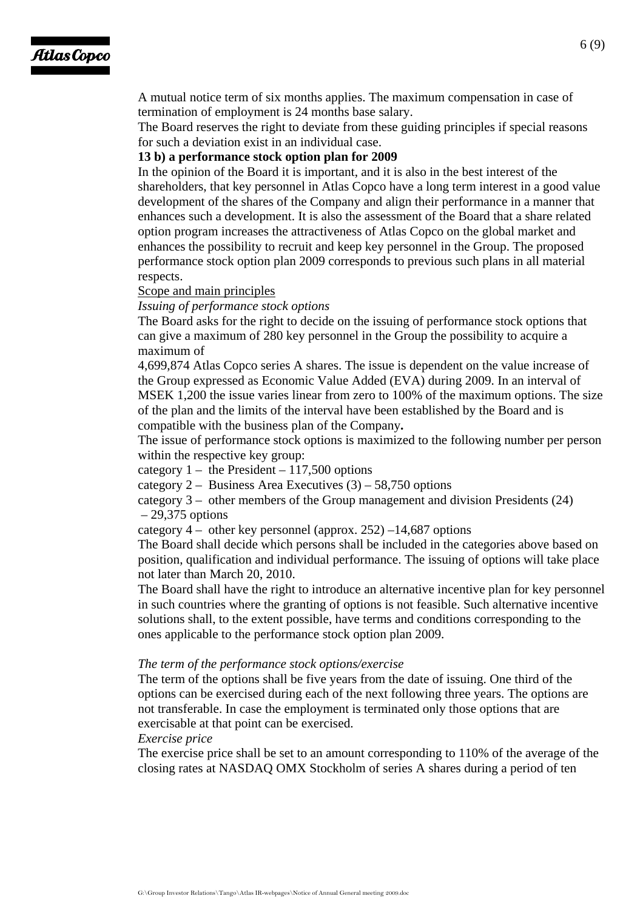A mutual notice term of six months applies. The maximum compensation in case of termination of employment is 24 months base salary.

The Board reserves the right to deviate from these guiding principles if special reasons for such a deviation exist in an individual case.

**13 b) a performance stock option plan for 2009**

In the opinion of the Board it is important, and it is also in the best interest of the shareholders, that key personnel in Atlas Copco have a long term interest in a good value development of the shares of the Company and align their performance in a manner that enhances such a development. It is also the assessment of the Board that a share related option program increases the attractiveness of Atlas Copco on the global market and enhances the possibility to recruit and keep key personnel in the Group. The proposed performance stock option plan 2009 corresponds to previous such plans in all material respects.

Scope and main principles

*Issuing of performance stock options*

The Board asks for the right to decide on the issuing of performance stock options that can give a maximum of 280 key personnel in the Group the possibility to acquire a maximum of

4,699,874 Atlas Copco series A shares. The issue is dependent on the value increase of the Group expressed as Economic Value Added (EVA) during 2009. In an interval of MSEK 1,200 the issue varies linear from zero to 100% of the maximum options. The size of the plan and the limits of the interval have been established by the Board and is compatible with the business plan of the Company**.**

The issue of performance stock options is maximized to the following number per person within the respective key group:

category 1 – the President – 117,500 options

category 2 – Business Area Executives (3) – 58,750 options

category 3 – other members of the Group management and division Presidents (24) – 29,375 options

category 4 – other key personnel (approx. 252) –14,687 options

The Board shall decide which persons shall be included in the categories above based on position, qualification and individual performance. The issuing of options will take place not later than March 20, 2010.

The Board shall have the right to introduce an alternative incentive plan for key personnel in such countries where the granting of options is not feasible. Such alternative incentive solutions shall, to the extent possible, have terms and conditions corresponding to the ones applicable to the performance stock option plan 2009.

*The term of the performance stock options/exercise*

The term of the options shall be five years from the date of issuing. One third of the options can be exercised during each of the next following three years. The options are not transferable. In case the employment is terminated only those options that are exercisable at that point can be exercised.

*Exercise price*

The exercise price shall be set to an amount corresponding to 110% of the average of the closing rates at NASDAQ OMX Stockholm of series A shares during a period of ten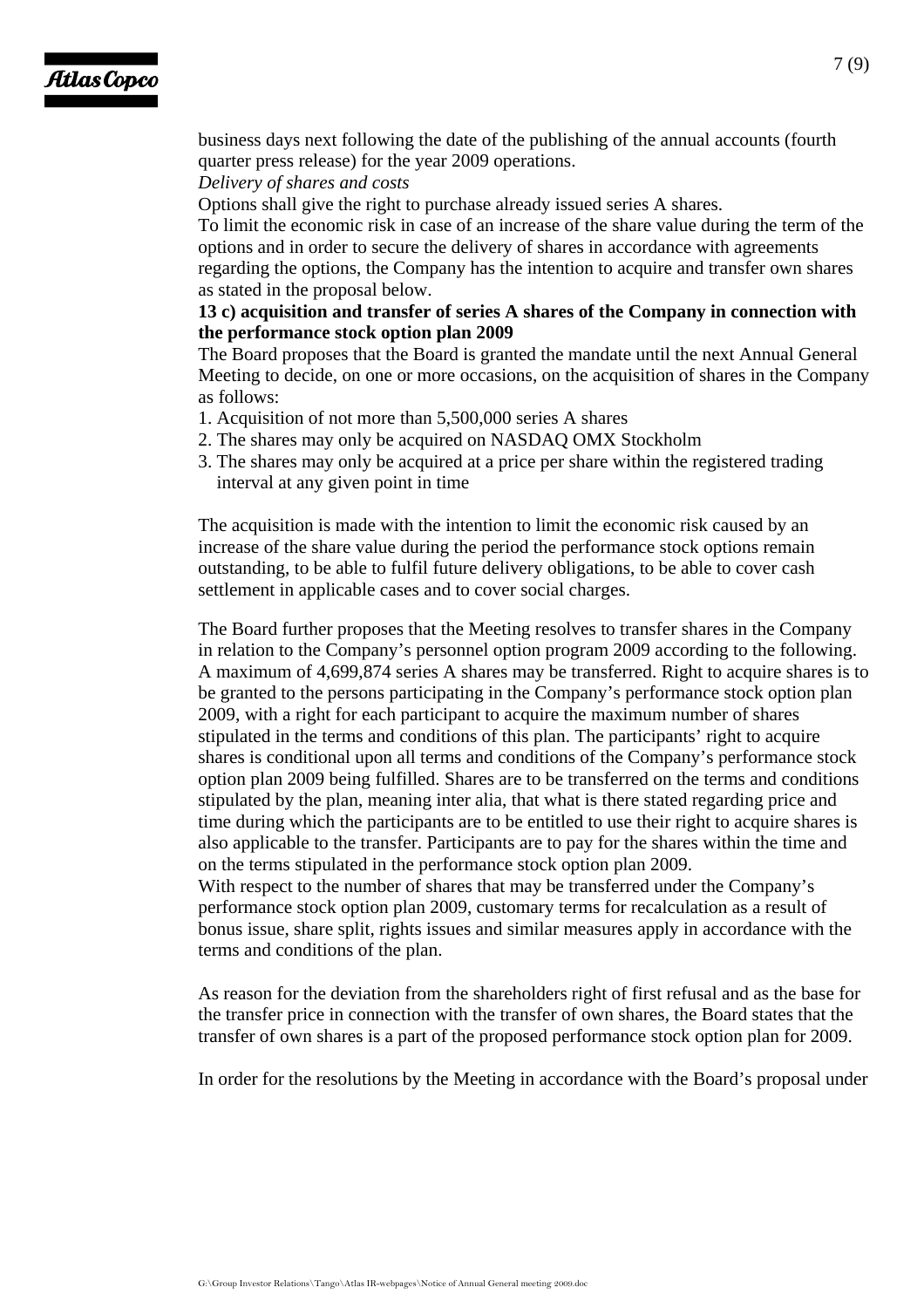business days next following the date of the publishing of the annual accounts (fourth quarter press release) for the year 2009 operations.

*Delivery of shares and costs*

Options shall give the right to purchase already issued series A shares.

To limit the economic risk in case of an increase of the share value during the term of the options and in order to secure the delivery of shares in accordance with agreements regarding the options, the Company has the intention to acquire and transfer own shares as stated in the proposal below.

**13 c) acquisition and transfer of series A shares of the Company in connection with the performance stock option plan 2009**

The Board proposes that the Board is granted the mandate until the next Annual General Meeting to decide, on one or more occasions, on the acquisition of shares in the Company as follows:

1. Acquisition of not more than 5,500,000 series A shares
2. The shares may only be acquired on NASDAQ OMX Stockholm
3. The shares may only be acquired at a price per share within the registered trading interval at any given point in time

The acquisition is made with the intention to limit the economic risk caused by an increase of the share value during the period the performance stock options remain outstanding, to be able to fulfil future delivery obligations, to be able to cover cash settlement in applicable cases and to cover social charges.

The Board further proposes that the Meeting resolves to transfer shares in the Company in relation to the Company's personnel option program 2009 according to the following. A maximum of 4,699,874 series A shares may be transferred. Right to acquire shares is to be granted to the persons participating in the Company's performance stock option plan 2009, with a right for each participant to acquire the maximum number of shares stipulated in the terms and conditions of this plan. The participants' right to acquire shares is conditional upon all terms and conditions of the Company's performance stock option plan 2009 being fulfilled. Shares are to be transferred on the terms and conditions stipulated by the plan, meaning inter alia, that what is there stated regarding price and time during which the participants are to be entitled to use their right to acquire shares is also applicable to the transfer. Participants are to pay for the shares within the time and on the terms stipulated in the performance stock option plan 2009.

With respect to the number of shares that may be transferred under the Company's performance stock option plan 2009, customary terms for recalculation as a result of bonus issue, share split, rights issues and similar measures apply in accordance with the terms and conditions of the plan.

As reason for the deviation from the shareholders right of first refusal and as the base for the transfer price in connection with the transfer of own shares, the Board states that the transfer of own shares is a part of the proposed performance stock option plan for 2009.

In order for the resolutions by the Meeting in accordance with the Board's proposal under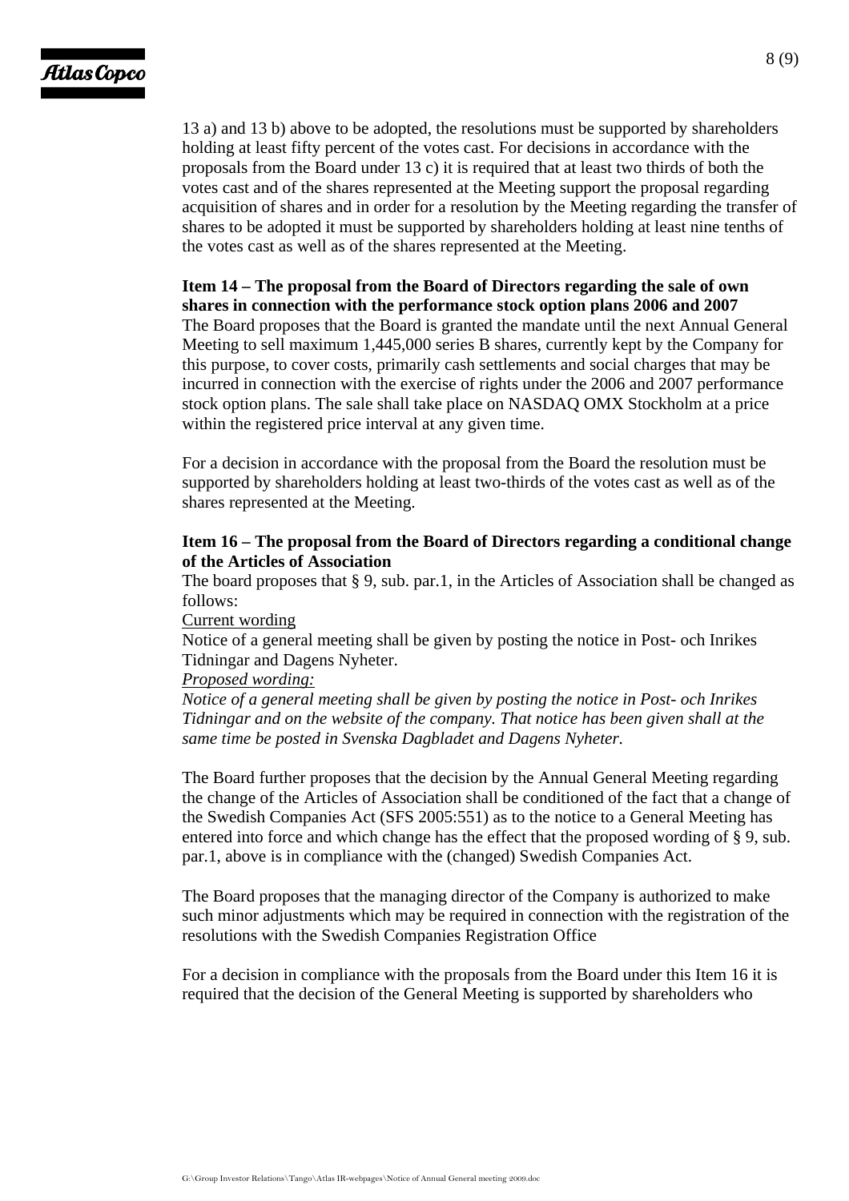13 a) and 13 b) above to be adopted, the resolutions must be supported by shareholders holding at least fifty percent of the votes cast. For decisions in accordance with the proposals from the Board under 13 c) it is required that at least two thirds of both the votes cast and of the shares represented at the Meeting support the proposal regarding acquisition of shares and in order for a resolution by the Meeting regarding the transfer of shares to be adopted it must be supported by shareholders holding at least nine tenths of the votes cast as well as of the shares represented at the Meeting.

**Item 14 – The proposal from the Board of Directors regarding the sale of own shares in connection with the performance stock option plans 2006 and 2007**

The Board proposes that the Board is granted the mandate until the next Annual General Meeting to sell maximum 1,445,000 series B shares, currently kept by the Company for this purpose, to cover costs, primarily cash settlements and social charges that may be incurred in connection with the exercise of rights under the 2006 and 2007 performance stock option plans. The sale shall take place on NASDAQ OMX Stockholm at a price within the registered price interval at any given time.

For a decision in accordance with the proposal from the Board the resolution must be supported by shareholders holding at least two-thirds of the votes cast as well as of the shares represented at the Meeting.

**Item 16 – The proposal from the Board of Directors regarding a conditional change of the Articles of Association**

The board proposes that § 9, sub. par.1, in the Articles of Association shall be changed as follows:

<u>Current wording</u>

Notice of a general meeting shall be given by posting the notice in Post- och Inrikes Tidningar and Dagens Nyheter.

*<u>Proposed wording:</u>*

*Notice of a general meeting shall be given by posting the notice in Post- och Inrikes Tidningar and on the website of the company. That notice has been given shall at the same time be posted in Svenska Dagbladet and Dagens Nyheter.*

The Board further proposes that the decision by the Annual General Meeting regarding the change of the Articles of Association shall be conditioned of the fact that a change of the Swedish Companies Act (SFS 2005:551) as to the notice to a General Meeting has entered into force and which change has the effect that the proposed wording of § 9, sub. par.1, above is in compliance with the (changed) Swedish Companies Act.

The Board proposes that the managing director of the Company is authorized to make such minor adjustments which may be required in connection with the registration of the resolutions with the Swedish Companies Registration Office

For a decision in compliance with the proposals from the Board under this Item 16 it is required that the decision of the General Meeting is supported by shareholders who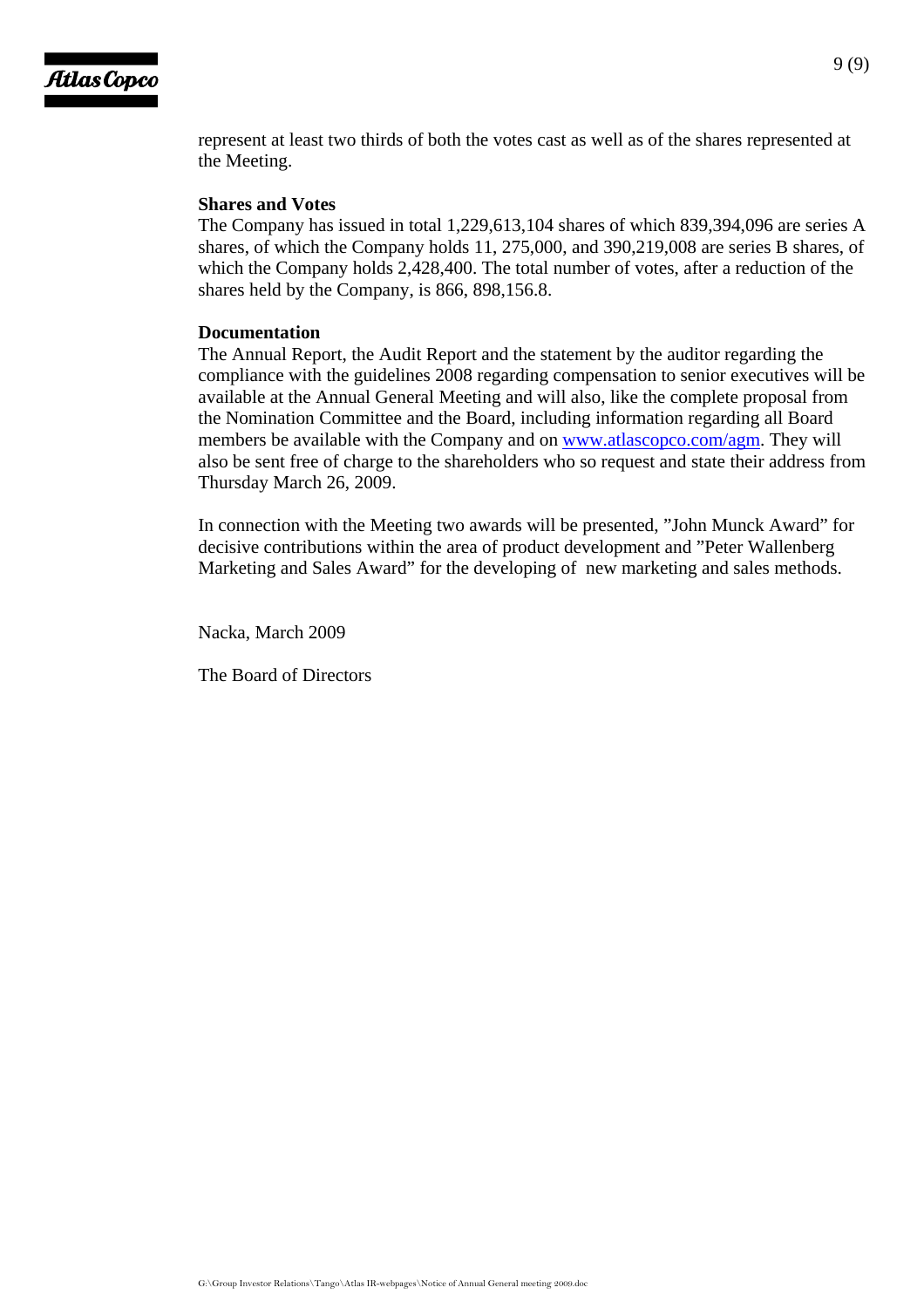represent at least two thirds of both the votes cast as well as of the shares represented at the Meeting.

**Shares and Votes**

The Company has issued in total 1,229,613,104 shares of which 839,394,096 are series A shares, of which the Company holds 11, 275,000, and 390,219,008 are series B shares, of which the Company holds 2,428,400. The total number of votes, after a reduction of the shares held by the Company, is 866, 898,156.8.

**Documentation**

The Annual Report, the Audit Report and the statement by the auditor regarding the compliance with the guidelines 2008 regarding compensation to senior executives will be available at the Annual General Meeting and will also, like the complete proposal from the Nomination Committee and the Board, including information regarding all Board members be available with the Company and on www.atlascopco.com/agm. They will also be sent free of charge to the shareholders who so request and state their address from Thursday March 26, 2009.

In connection with the Meeting two awards will be presented, "John Munck Award" for decisive contributions within the area of product development and "Peter Wallenberg Marketing and Sales Award" for the developing of new marketing and sales methods.

Nacka, March 2009

The Board of Directors